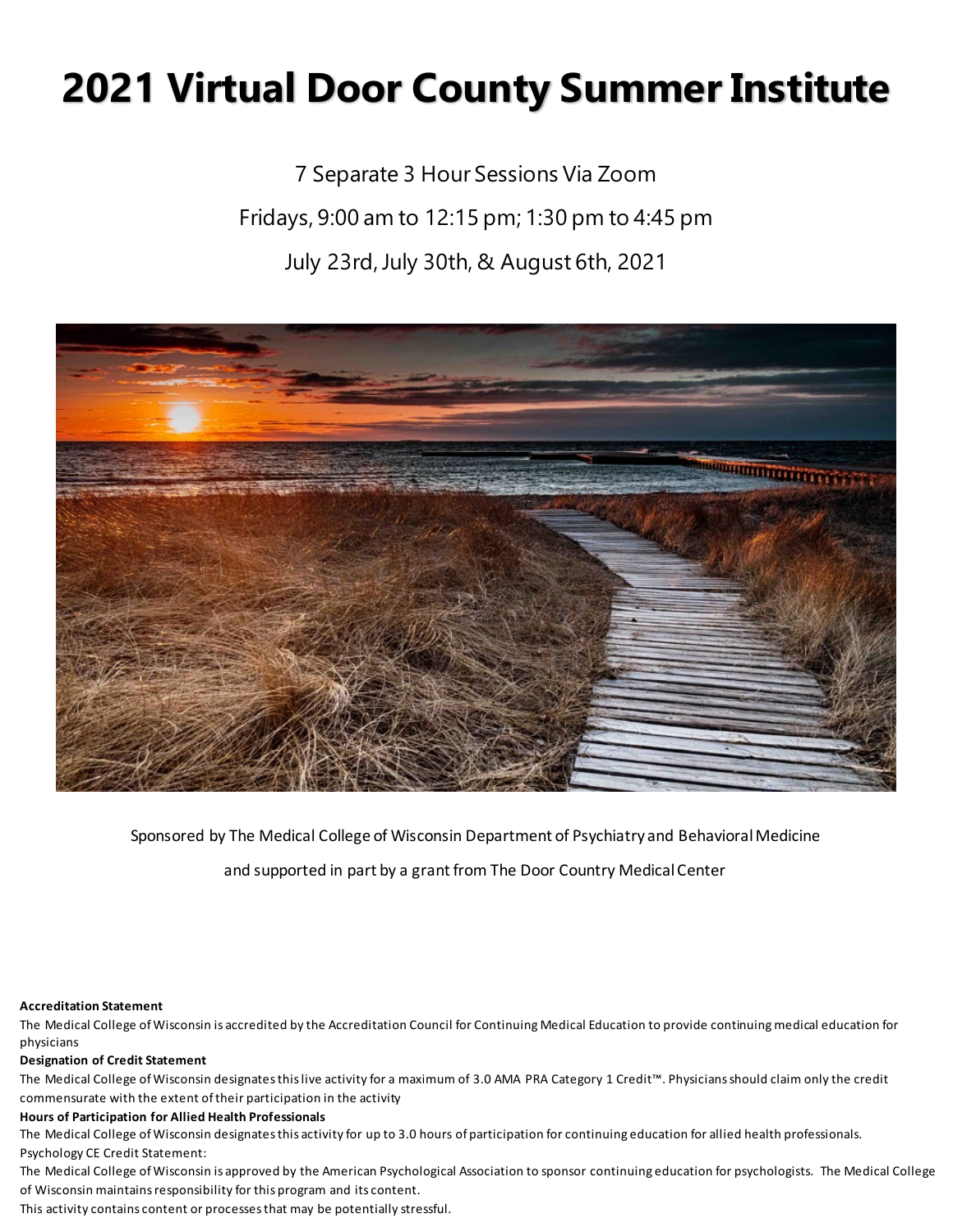# 2021 Virtual Door County Summer Institute

7 Separate 3 Hour Sessions Via Zoom

Fridays, 9:00 am to 12:15 pm; 1:30 pm to 4:45 pm

July 23rd, July 30th, & August 6th, 2021

Sponsored by The Medical College of Wisconsin Department of Psychiatry and Behavioral Medicine

and supported in part by a grant from The Door Country Medical Center

**Accreditation Statement**

The Medical College of Wisconsin is accredited by the Accreditation Council for Continuing Medical Education to provide continuing medical education for physicians

**Designation of Credit Statement**

The Medical College of Wisconsin designates this live activity for a maximum of 3.0 AMA PRA Category 1 Credit™. Physicians should claim only the credit commensurate with the extent of their participation in the activity

**Hours of Participation for Allied Health Professionals**

The Medical College of Wisconsin designates this activity for up to 3.0 hours of participation for continuing education for allied health professionals.

Psychology CE Credit Statement:

The Medical College of Wisconsin is approved by the American Psychological Association to sponsor continuing education for psychologists. The Medical College of Wisconsin maintains responsibility for this program and its content.

This activity contains content or processes that may be potentially stressful.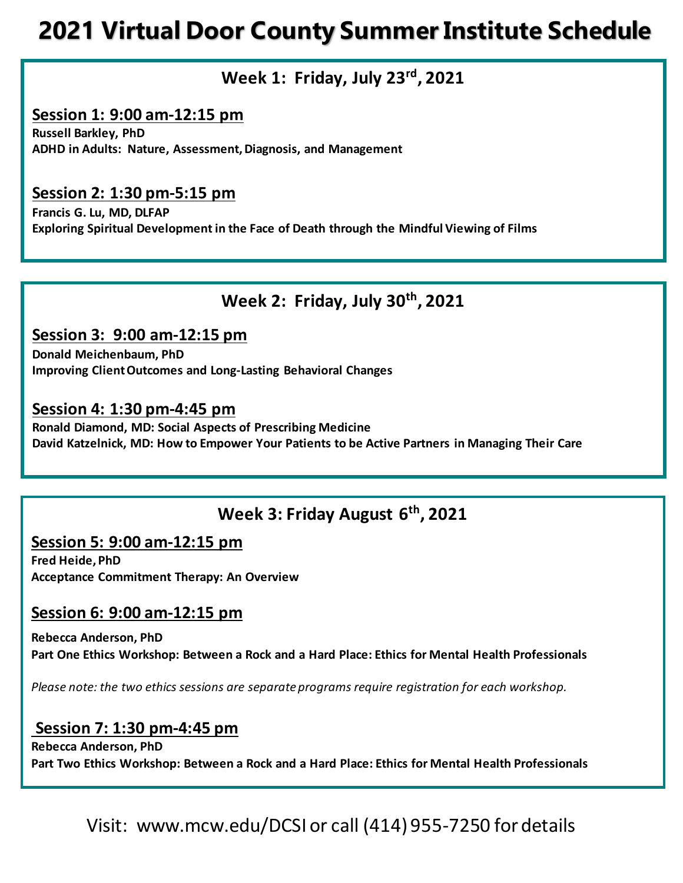# 2021 Virtual Door County Summer Institute Schedule

## Week 1: Friday, July 23rd, 2021

**Session 1: 9:00 am-12:15 pm**

**Russell Barkley, PhD**
**ADHD in Adults: Nature, Assessment, Diagnosis, and Management**

**Session 2: 1:30 pm-5:15 pm**

**Francis G. Lu, MD, DLFAP**
**Exploring Spiritual Development in the Face of Death through the Mindful Viewing of Films**

## Week 2: Friday, July 30th, 2021

**Session 3: 9:00 am-12:15 pm**

**Donald Meichenbaum, PhD**
**Improving Client Outcomes and Long-Lasting Behavioral Changes**

**Session 4: 1:30 pm-4:45 pm**

**Ronald Diamond, MD: Social Aspects of Prescribing Medicine**
**David Katzelnick, MD: How to Empower Your Patients to be Active Partners in Managing Their Care**

## Week 3: Friday August 6th, 2021

**Session 5: 9:00 am-12:15 pm**

**Fred Heide, PhD**
**Acceptance Commitment Therapy: An Overview**

**Session 6: 9:00 am-12:15 pm**

**Rebecca Anderson, PhD**
**Part One Ethics Workshop: Between a Rock and a Hard Place: Ethics for Mental Health Professionals**

*Please note: the two ethics sessions are separate programs require registration for each workshop.*

**Session 7: 1:30 pm-4:45 pm**

**Rebecca Anderson, PhD**
**Part Two Ethics Workshop: Between a Rock and a Hard Place: Ethics for Mental Health Professionals**

Visit: www.mcw.edu/DCSI or call (414) 955-7250 for details